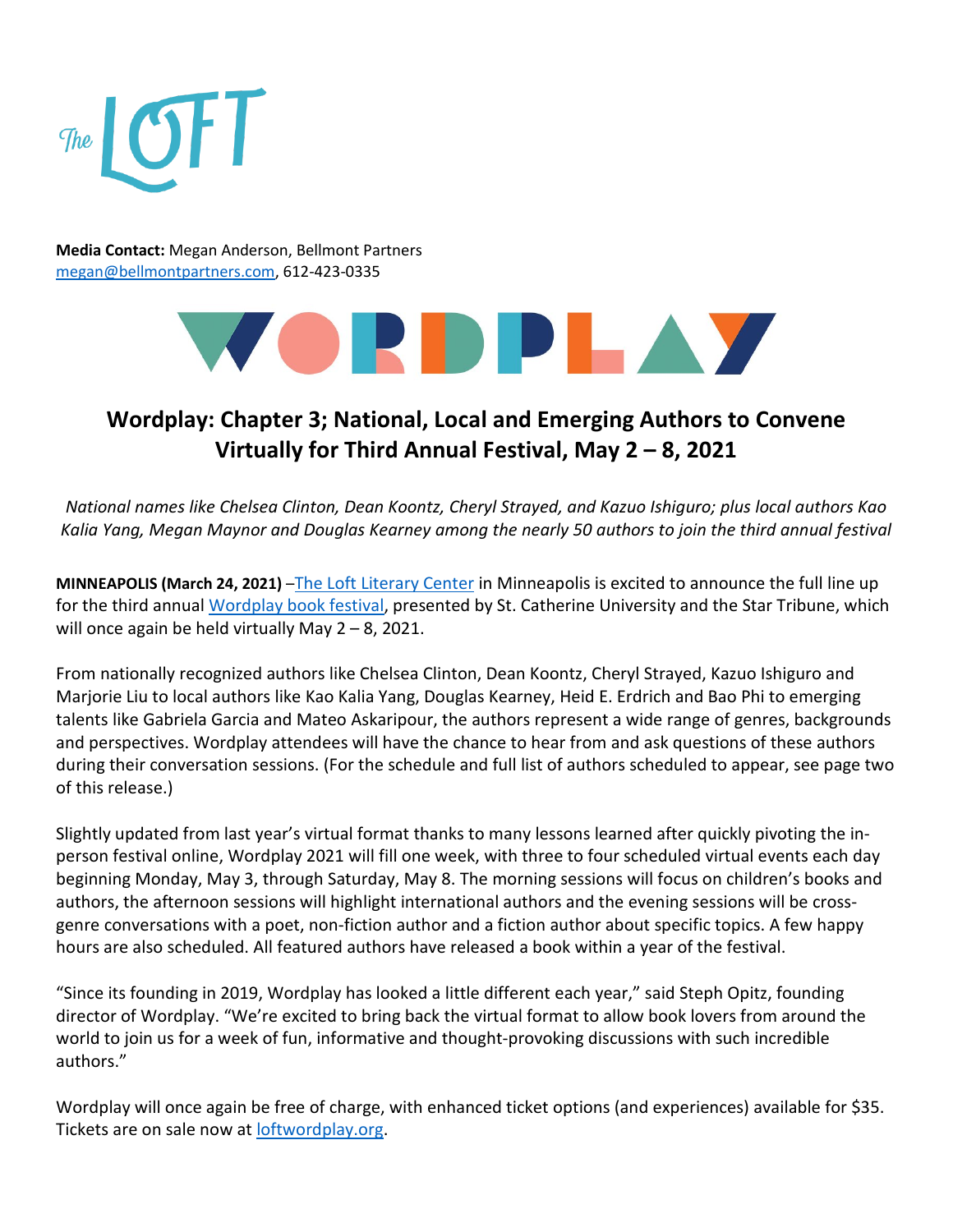**Media Contact:** Megan Anderson, Bellmont Partners
megan@bellmontpartners.com, 612-423-0335

# Wordplay: Chapter 3; National, Local and Emerging Authors to Convene Virtually for Third Annual Festival, May 2 – 8, 2021

*National names like Chelsea Clinton, Dean Koontz, Cheryl Strayed, and Kazuo Ishiguro; plus local authors Kao Kalia Yang, Megan Maynor and Douglas Kearney among the nearly 50 authors to join the third annual festival*

**MINNEAPOLIS (March 24, 2021)** –The Loft Literary Center in Minneapolis is excited to announce the full line up for the third annual Wordplay book festival, presented by St. Catherine University and the Star Tribune, which will once again be held virtually May 2 – 8, 2021.

From nationally recognized authors like Chelsea Clinton, Dean Koontz, Cheryl Strayed, Kazuo Ishiguro and Marjorie Liu to local authors like Kao Kalia Yang, Douglas Kearney, Heid E. Erdrich and Bao Phi to emerging talents like Gabriela Garcia and Mateo Askaripour, the authors represent a wide range of genres, backgrounds and perspectives. Wordplay attendees will have the chance to hear from and ask questions of these authors during their conversation sessions. (For the schedule and full list of authors scheduled to appear, see page two of this release.)

Slightly updated from last year's virtual format thanks to many lessons learned after quickly pivoting the in-person festival online, Wordplay 2021 will fill one week, with three to four scheduled virtual events each day beginning Monday, May 3, through Saturday, May 8. The morning sessions will focus on children's books and authors, the afternoon sessions will highlight international authors and the evening sessions will be cross-genre conversations with a poet, non-fiction author and a fiction author about specific topics. A few happy hours are also scheduled. All featured authors have released a book within a year of the festival.

"Since its founding in 2019, Wordplay has looked a little different each year," said Steph Opitz, founding director of Wordplay. "We're excited to bring back the virtual format to allow book lovers from around the world to join us for a week of fun, informative and thought-provoking discussions with such incredible authors."

Wordplay will once again be free of charge, with enhanced ticket options (and experiences) available for $35. Tickets are on sale now at loftwordplay.org.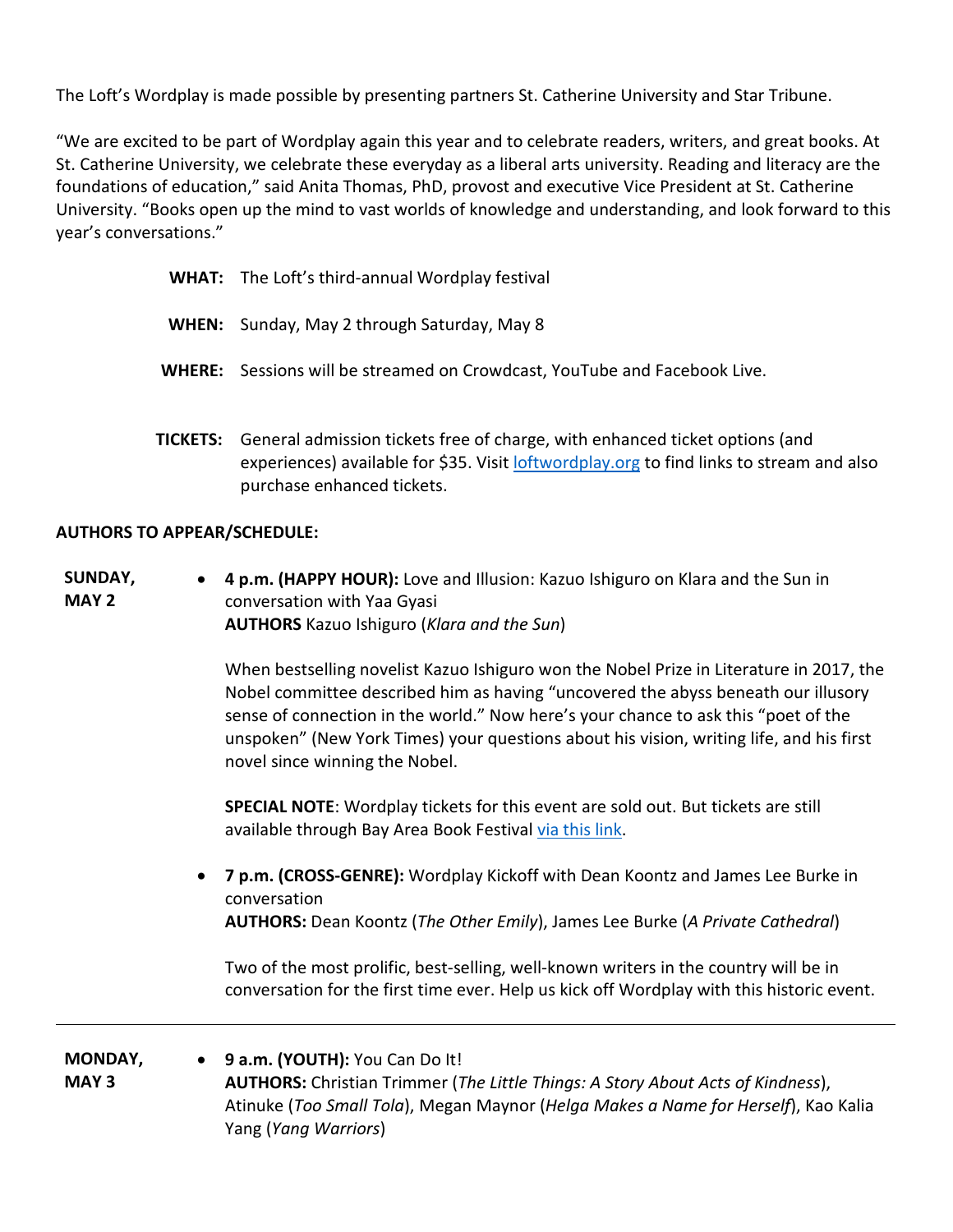The Loft's Wordplay is made possible by presenting partners St. Catherine University and Star Tribune.

"We are excited to be part of Wordplay again this year and to celebrate readers, writers, and great books. At St. Catherine University, we celebrate these everyday as a liberal arts university. Reading and literacy are the foundations of education," said Anita Thomas, PhD, provost and executive Vice President at St. Catherine University. "Books open up the mind to vast worlds of knowledge and understanding, and look forward to this year's conversations."

**WHAT:** The Loft's third-annual Wordplay festival

**WHEN:** Sunday, May 2 through Saturday, May 8

**WHERE:** Sessions will be streamed on Crowdcast, YouTube and Facebook Live.

**TICKETS:** General admission tickets free of charge, with enhanced ticket options (and experiences) available for $35. Visit [loftwordplay.org](loftwordplay.org) to find links to stream and also purchase enhanced tickets.

**AUTHORS TO APPEAR/SCHEDULE:**

**SUNDAY, MAY 2**

- **4 p.m. (HAPPY HOUR):** Love and Illusion: Kazuo Ishiguro on Klara and the Sun in conversation with Yaa Gyasi
  **AUTHORS** Kazuo Ishiguro (*Klara and the Sun*)

  When bestselling novelist Kazuo Ishiguro won the Nobel Prize in Literature in 2017, the Nobel committee described him as having "uncovered the abyss beneath our illusory sense of connection in the world." Now here's your chance to ask this "poet of the unspoken" (New York Times) your questions about his vision, writing life, and his first novel since winning the Nobel.

  **SPECIAL NOTE**: Wordplay tickets for this event are sold out. But tickets are still available through Bay Area Book Festival via this link.

- **7 p.m. (CROSS-GENRE):** Wordplay Kickoff with Dean Koontz and James Lee Burke in conversation
  **AUTHORS:** Dean Koontz (*The Other Emily*), James Lee Burke (*A Private Cathedral*)

  Two of the most prolific, best-selling, well-known writers in the country will be in conversation for the first time ever. Help us kick off Wordplay with this historic event.

---

**MONDAY, MAY 3**

- **9 a.m. (YOUTH):** You Can Do It!
  **AUTHORS:** Christian Trimmer (*The Little Things: A Story About Acts of Kindness*), Atinuke (*Too Small Tola*), Megan Maynor (*Helga Makes a Name for Herself*), Kao Kalia Yang (*Yang Warriors*)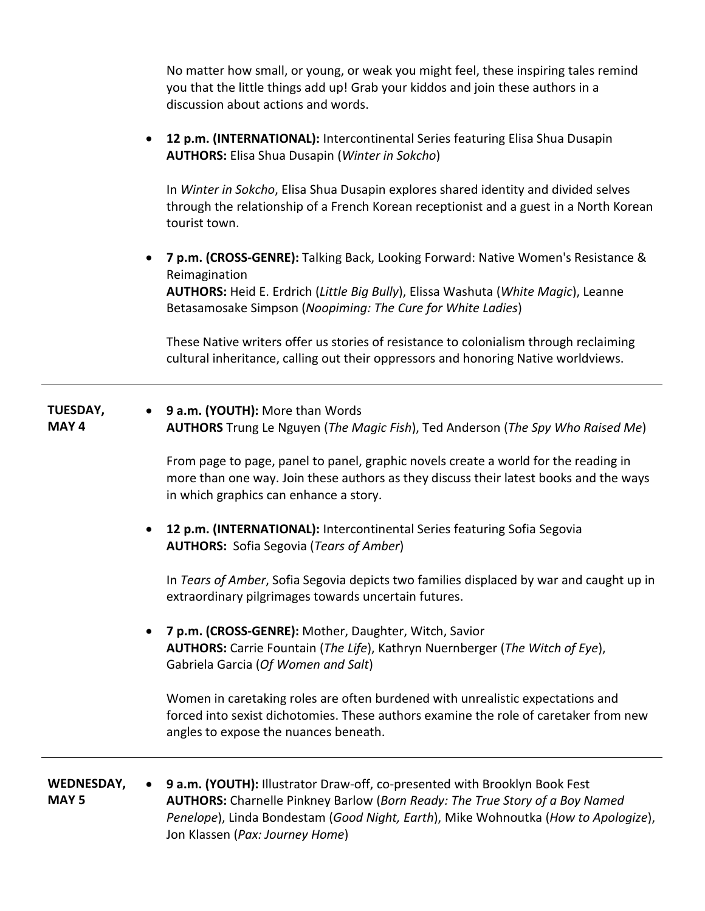No matter how small, or young, or weak you might feel, these inspiring tales remind you that the little things add up! Grab your kiddos and join these authors in a discussion about actions and words.

- **12 p.m. (INTERNATIONAL):** Intercontinental Series featuring Elisa Shua Dusapin
  **AUTHORS:** Elisa Shua Dusapin (*Winter in Sokcho*)

  In *Winter in Sokcho*, Elisa Shua Dusapin explores shared identity and divided selves through the relationship of a French Korean receptionist and a guest in a North Korean tourist town.

- **7 p.m. (CROSS-GENRE):** Talking Back, Looking Forward: Native Women's Resistance & Reimagination
  **AUTHORS:** Heid E. Erdrich (*Little Big Bully*), Elissa Washuta (*White Magic*), Leanne Betasamosake Simpson (*Noopiming: The Cure for White Ladies*)

  These Native writers offer us stories of resistance to colonialism through reclaiming cultural inheritance, calling out their oppressors and honoring Native worldviews.

---

**TUESDAY, MAY 4**

- **9 a.m. (YOUTH):** More than Words
  **AUTHORS** Trung Le Nguyen (*The Magic Fish*), Ted Anderson (*The Spy Who Raised Me*)

  From page to page, panel to panel, graphic novels create a world for the reading in more than one way. Join these authors as they discuss their latest books and the ways in which graphics can enhance a story.

- **12 p.m. (INTERNATIONAL):** Intercontinental Series featuring Sofia Segovia
  **AUTHORS:** Sofia Segovia (*Tears of Amber*)

  In *Tears of Amber*, Sofia Segovia depicts two families displaced by war and caught up in extraordinary pilgrimages towards uncertain futures.

- **7 p.m. (CROSS-GENRE):** Mother, Daughter, Witch, Savior
  **AUTHORS:** Carrie Fountain (*The Life*), Kathryn Nuernberger (*The Witch of Eye*), Gabriela Garcia (*Of Women and Salt*)

  Women in caretaking roles are often burdened with unrealistic expectations and forced into sexist dichotomies. These authors examine the role of caretaker from new angles to expose the nuances beneath.

---

**WEDNESDAY, MAY 5**

- **9 a.m. (YOUTH):** Illustrator Draw-off, co-presented with Brooklyn Book Fest
  **AUTHORS:** Charnelle Pinkney Barlow (*Born Ready: The True Story of a Boy Named Penelope*), Linda Bondestam (*Good Night, Earth*), Mike Wohnoutka (*How to Apologize*), Jon Klassen (*Pax: Journey Home*)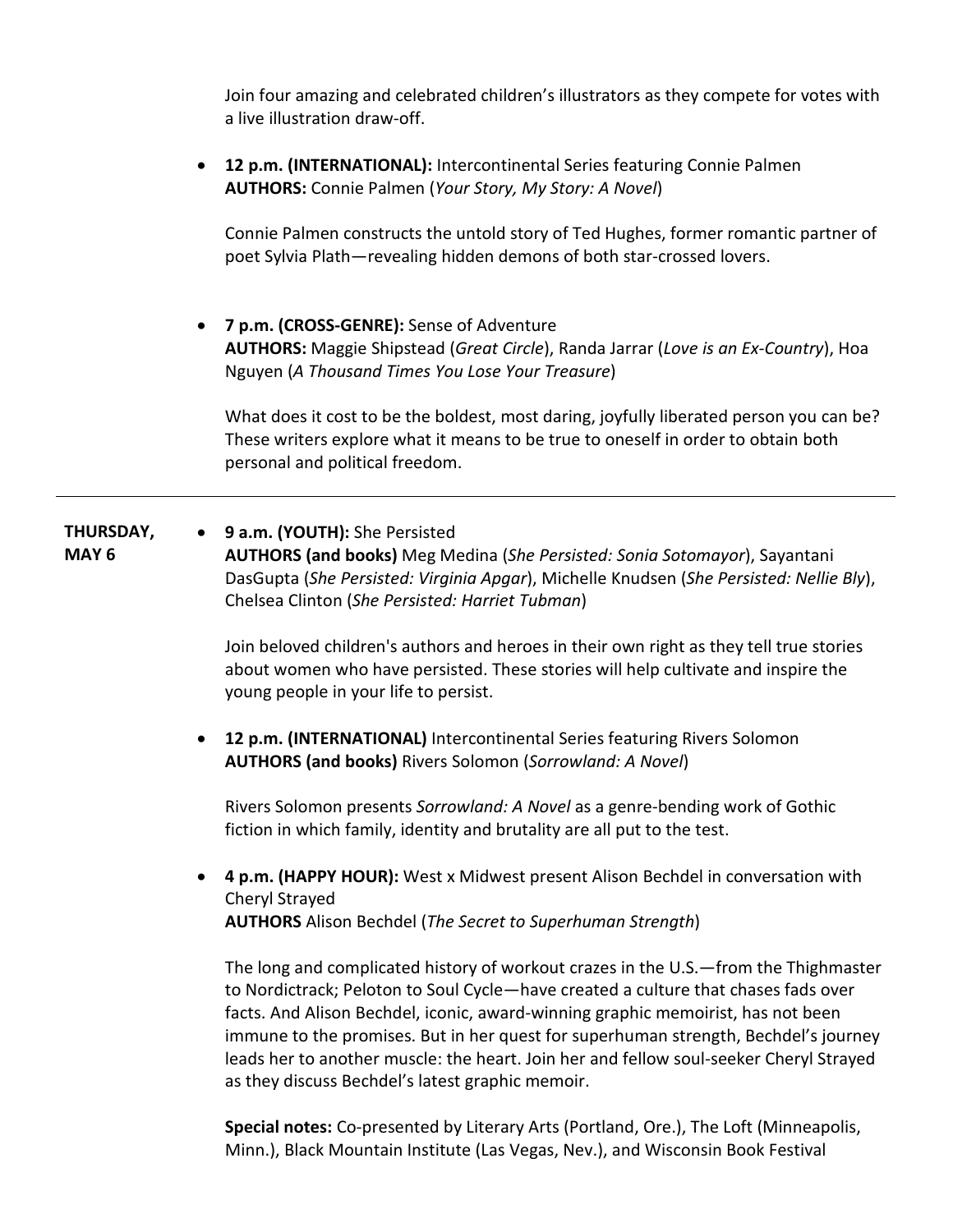Join four amazing and celebrated children's illustrators as they compete for votes with a live illustration draw-off.

- **12 p.m. (INTERNATIONAL):** Intercontinental Series featuring Connie Palmen
  **AUTHORS:** Connie Palmen (*Your Story, My Story: A Novel*)

  Connie Palmen constructs the untold story of Ted Hughes, former romantic partner of poet Sylvia Plath—revealing hidden demons of both star-crossed lovers.

- **7 p.m. (CROSS-GENRE):** Sense of Adventure
  **AUTHORS:** Maggie Shipstead (*Great Circle*), Randa Jarrar (*Love is an Ex-Country*), Hoa Nguyen (*A Thousand Times You Lose Your Treasure*)

  What does it cost to be the boldest, most daring, joyfully liberated person you can be? These writers explore what it means to be true to oneself in order to obtain both personal and political freedom.

---

**THURSDAY, MAY 6**

- **9 a.m. (YOUTH):** She Persisted
  **AUTHORS (and books)** Meg Medina (*She Persisted: Sonia Sotomayor*), Sayantani DasGupta (*She Persisted: Virginia Apgar*), Michelle Knudsen (*She Persisted: Nellie Bly*), Chelsea Clinton (*She Persisted: Harriet Tubman*)

  Join beloved children's authors and heroes in their own right as they tell true stories about women who have persisted. These stories will help cultivate and inspire the young people in your life to persist.

- **12 p.m. (INTERNATIONAL)** Intercontinental Series featuring Rivers Solomon
  **AUTHORS (and books)** Rivers Solomon (*Sorrowland: A Novel*)

  Rivers Solomon presents *Sorrowland: A Novel* as a genre-bending work of Gothic fiction in which family, identity and brutality are all put to the test.

- **4 p.m. (HAPPY HOUR):** West x Midwest present Alison Bechdel in conversation with Cheryl Strayed
  **AUTHORS** Alison Bechdel (*The Secret to Superhuman Strength*)

  The long and complicated history of workout crazes in the U.S.—from the Thighmaster to Nordictrack; Peloton to Soul Cycle—have created a culture that chases fads over facts. And Alison Bechdel, iconic, award-winning graphic memoirist, has not been immune to the promises. But in her quest for superhuman strength, Bechdel's journey leads her to another muscle: the heart. Join her and fellow soul-seeker Cheryl Strayed as they discuss Bechdel's latest graphic memoir.

  **Special notes:** Co-presented by Literary Arts (Portland, Ore.), The Loft (Minneapolis, Minn.), Black Mountain Institute (Las Vegas, Nev.), and Wisconsin Book Festival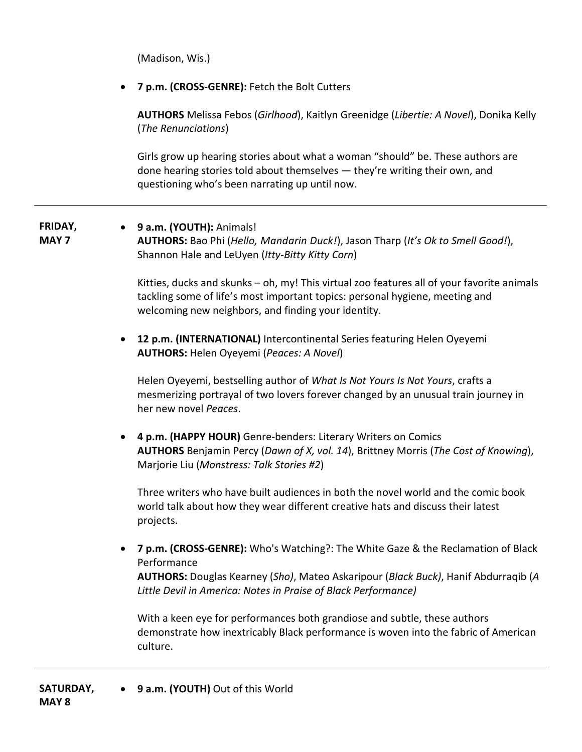(Madison, Wis.)

- **7 p.m. (CROSS-GENRE):** Fetch the Bolt Cutters

  **AUTHORS** Melissa Febos (*Girlhood*), Kaitlyn Greenidge (*Libertie: A Novel*), Donika Kelly (*The Renunciations*)

  Girls grow up hearing stories about what a woman "should" be. These authors are done hearing stories told about themselves — they're writing their own, and questioning who's been narrating up until now.

---

**FRIDAY, MAY 7**

- **9 a.m. (YOUTH):** Animals!
  **AUTHORS:** Bao Phi (*Hello, Mandarin Duck!*), Jason Tharp (*It's Ok to Smell Good!*), Shannon Hale and LeUyen (*Itty-Bitty Kitty Corn*)

  Kitties, ducks and skunks – oh, my! This virtual zoo features all of your favorite animals tackling some of life's most important topics: personal hygiene, meeting and welcoming new neighbors, and finding your identity.

- **12 p.m. (INTERNATIONAL)** Intercontinental Series featuring Helen Oyeyemi
  **AUTHORS:** Helen Oyeyemi (*Peaces: A Novel*)

  Helen Oyeyemi, bestselling author of *What Is Not Yours Is Not Yours*, crafts a mesmerizing portrayal of two lovers forever changed by an unusual train journey in her new novel *Peaces*.

- **4 p.m. (HAPPY HOUR)** Genre-benders: Literary Writers on Comics
  **AUTHORS** Benjamin Percy (*Dawn of X, vol. 14*), Brittney Morris (*The Cost of Knowing*), Marjorie Liu (*Monstress: Talk Stories #2*)

  Three writers who have built audiences in both the novel world and the comic book world talk about how they wear different creative hats and discuss their latest projects.

- **7 p.m. (CROSS-GENRE):** Who's Watching?: The White Gaze & the Reclamation of Black Performance
  **AUTHORS:** Douglas Kearney (*Sho)*, Mateo Askaripour (*Black Buck)*, Hanif Abdurraqib (*A Little Devil in America: Notes in Praise of Black Performance)*

  With a keen eye for performances both grandiose and subtle, these authors demonstrate how inextricably Black performance is woven into the fabric of American culture.

---

**SATURDAY, MAY 8**

- **9 a.m. (YOUTH)** Out of this World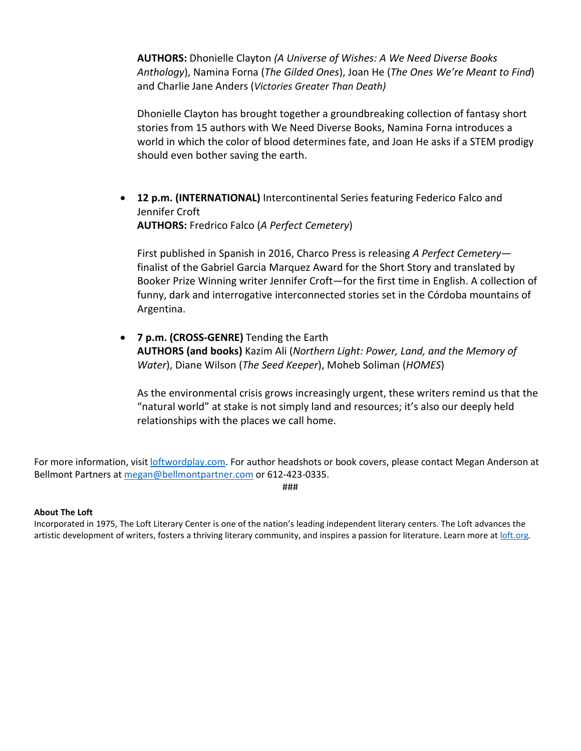**AUTHORS:** Dhonielle Clayton *(A Universe of Wishes: A We Need Diverse Books Anthology*), Namina Forna (*The Gilded Ones*), Joan He (*The Ones We're Meant to Find*) and Charlie Jane Anders (*Victories Greater Than Death)*

Dhonielle Clayton has brought together a groundbreaking collection of fantasy short stories from 15 authors with We Need Diverse Books, Namina Forna introduces a world in which the color of blood determines fate, and Joan He asks if a STEM prodigy should even bother saving the earth.

- **12 p.m. (INTERNATIONAL)** Intercontinental Series featuring Federico Falco and Jennifer Croft
  **AUTHORS:** Fredrico Falco (*A Perfect Cemetery*)

  First published in Spanish in 2016, Charco Press is releasing *A Perfect Cemetery*—finalist of the Gabriel Garcia Marquez Award for the Short Story and translated by Booker Prize Winning writer Jennifer Croft—for the first time in English. A collection of funny, dark and interrogative interconnected stories set in the Córdoba mountains of Argentina.

- **7 p.m. (CROSS-GENRE)** Tending the Earth
  **AUTHORS (and books)** Kazim Ali (*Northern Light: Power, Land, and the Memory of Water*), Diane Wilson (*The Seed Keeper*), Moheb Soliman (*HOMES*)

  As the environmental crisis grows increasingly urgent, these writers remind us that the "natural world" at stake is not simply land and resources; it's also our deeply held relationships with the places we call home.

For more information, visit [loftwordplay.com](loftwordplay.com). For author headshots or book covers, please contact Megan Anderson at Bellmont Partners at [megan@bellmontpartner.com](mailto:megan@bellmontpartner.com) or 612-423-0335.

###

**About The Loft**
Incorporated in 1975, The Loft Literary Center is one of the nation's leading independent literary centers. The Loft advances the artistic development of writers, fosters a thriving literary community, and inspires a passion for literature. Learn more at [loft.org](loft.org).